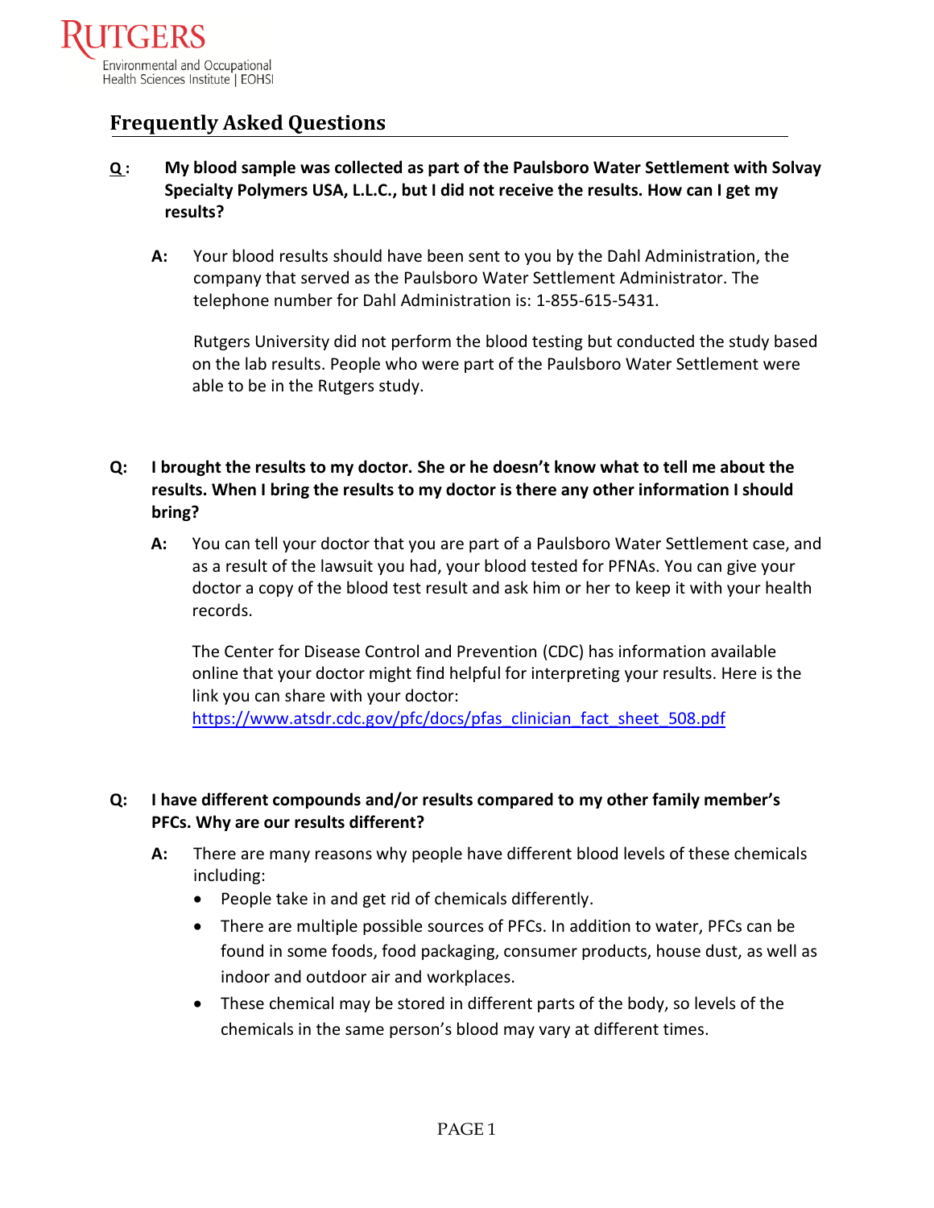Rutgers Environmental and Occupational Health Sciences Institute | EOHSI

## Frequently Asked Questions

**Q: My blood sample was collected as part of the Paulsboro Water Settlement with Solvay Specialty Polymers USA, L.L.C., but I did not receive the results. How can I get my results?**

**A:** Your blood results should have been sent to you by the Dahl Administration, the company that served as the Paulsboro Water Settlement Administrator. The telephone number for Dahl Administration is: 1-855-615-5431.

Rutgers University did not perform the blood testing but conducted the study based on the lab results. People who were part of the Paulsboro Water Settlement were able to be in the Rutgers study.

**Q: I brought the results to my doctor. She or he doesn't know what to tell me about the results. When I bring the results to my doctor is there any other information I should bring?**

**A:** You can tell your doctor that you are part of a Paulsboro Water Settlement case, and as a result of the lawsuit you had, your blood tested for PFNAs. You can give your doctor a copy of the blood test result and ask him or her to keep it with your health records.

The Center for Disease Control and Prevention (CDC) has information available online that your doctor might find helpful for interpreting your results. Here is the link you can share with your doctor:
https://www.atsdr.cdc.gov/pfc/docs/pfas_clinician_fact_sheet_508.pdf

**Q: I have different compounds and/or results compared to my other family member's PFCs. Why are our results different?**

**A:** There are many reasons why people have different blood levels of these chemicals including:

- People take in and get rid of chemicals differently.
- There are multiple possible sources of PFCs. In addition to water, PFCs can be found in some foods, food packaging, consumer products, house dust, as well as indoor and outdoor air and workplaces.
- These chemical may be stored in different parts of the body, so levels of the chemicals in the same person's blood may vary at different times.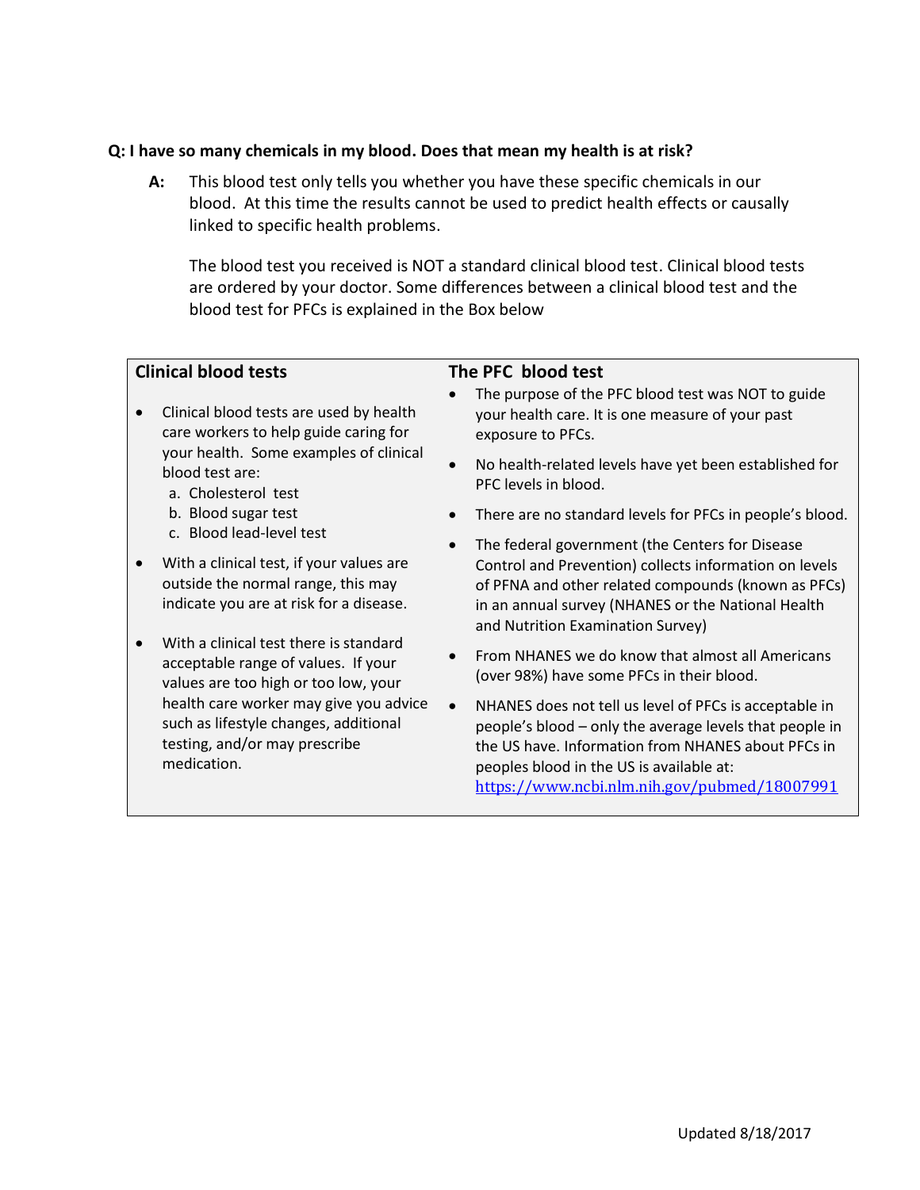**Q: I have so many chemicals in my blood. Does that mean my health is at risk?**

**A:** This blood test only tells you whether you have these specific chemicals in our blood. At this time the results cannot be used to predict health effects or causally linked to specific health problems.

The blood test you received is NOT a standard clinical blood test. Clinical blood tests are ordered by your doctor. Some differences between a clinical blood test and the blood test for PFCs is explained in the Box below

| Clinical blood tests | The PFC blood test |
|---|---|
| • Clinical blood tests are used by health care workers to help guide caring for your health. Some examples of clinical blood test are:<br>a. Cholesterol test<br>b. Blood sugar test<br>c. Blood lead-level test<br>• With a clinical test, if your values are outside the normal range, this may indicate you are at risk for a disease.<br>• With a clinical test there is standard acceptable range of values. If your values are too high or too low, your health care worker may give you advice such as lifestyle changes, additional testing, and/or may prescribe medication. | • The purpose of the PFC blood test was NOT to guide your health care. It is one measure of your past exposure to PFCs.<br>• No health-related levels have yet been established for PFC levels in blood.<br>• There are no standard levels for PFCs in people's blood.<br>• The federal government (the Centers for Disease Control and Prevention) collects information on levels of PFNA and other related compounds (known as PFCs) in an annual survey (NHANES or the National Health and Nutrition Examination Survey)<br>• From NHANES we do know that almost all Americans (over 98%) have some PFCs in their blood.<br>• NHANES does not tell us level of PFCs is acceptable in people's blood – only the average levels that people in the US have. Information from NHANES about PFCs in peoples blood in the US is available at: https://www.ncbi.nlm.nih.gov/pubmed/18007991 |

Updated 8/18/2017